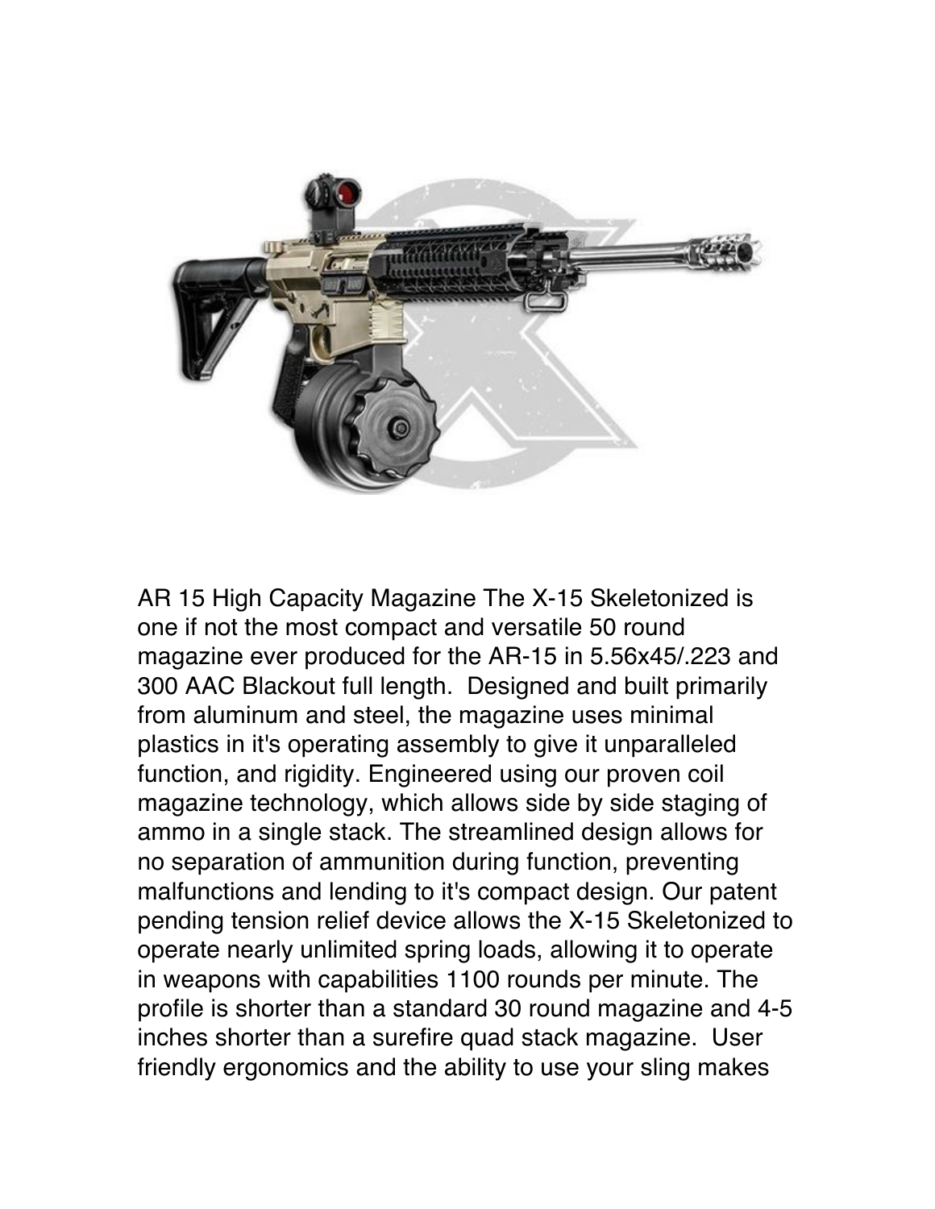AR 15 High Capacity Magazine The X-15 Skeletonized is one if not the most compact and versatile 50 round magazine ever produced for the AR-15 in 5.56x45/.223 and 300 AAC Blackout full length.  Designed and built primarily from aluminum and steel, the magazine uses minimal plastics in it's operating assembly to give it unparalleled function, and rigidity. Engineered using our proven coil magazine technology, which allows side by side staging of ammo in a single stack. The streamlined design allows for no separation of ammunition during function, preventing malfunctions and lending to it's compact design. Our patent pending tension relief device allows the X-15 Skeletonized to operate nearly unlimited spring loads, allowing it to operate in weapons with capabilities 1100 rounds per minute. The profile is shorter than a standard 30 round magazine and 4-5 inches shorter than a surefire quad stack magazine.  User friendly ergonomics and the ability to use your sling makes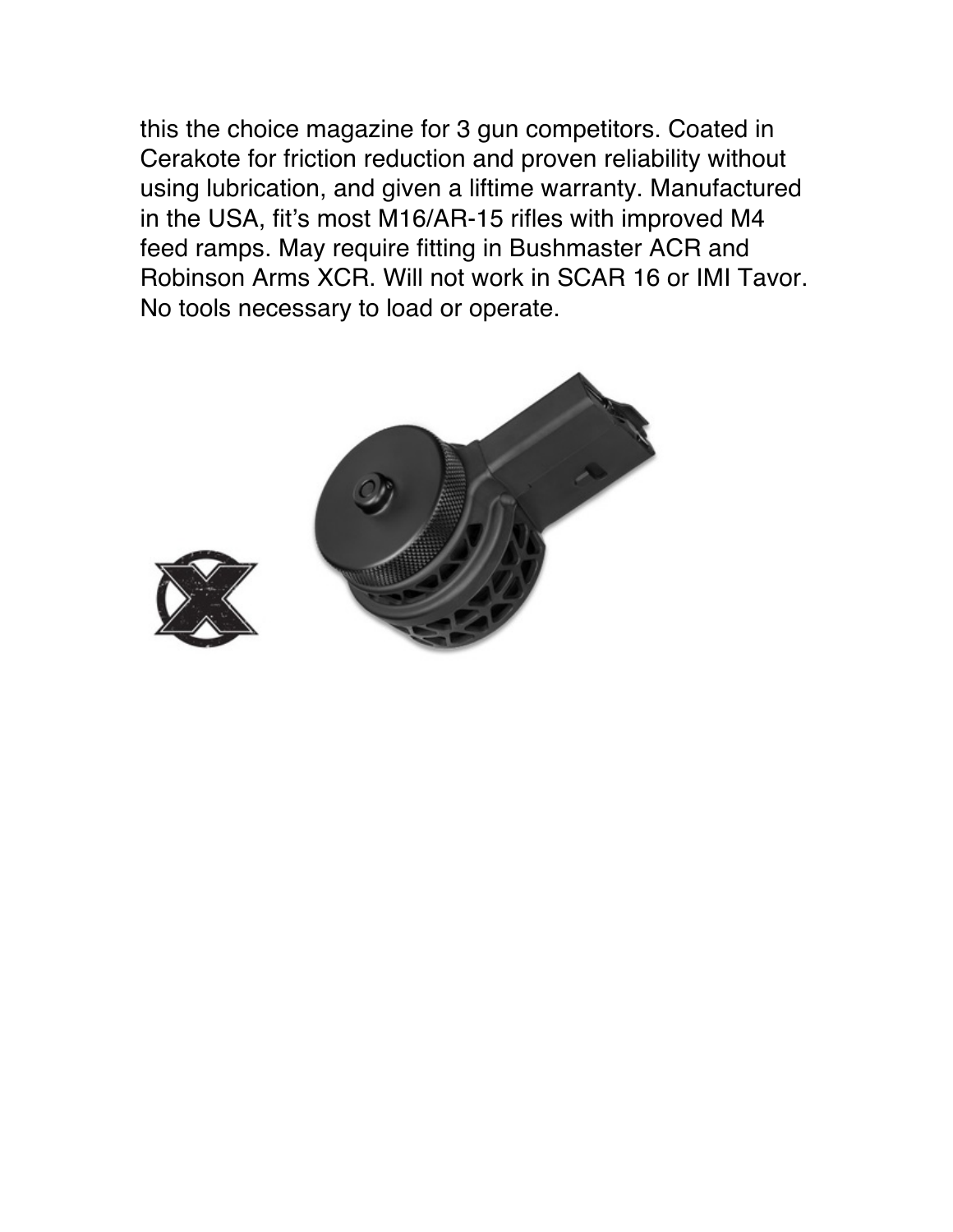this the choice magazine for 3 gun competitors. Coated in Cerakote for friction reduction and proven reliability without using lubrication, and given a liftime warranty. Manufactured in the USA, fit's most M16/AR-15 rifles with improved M4 feed ramps. May require fitting in Bushmaster ACR and Robinson Arms XCR. Will not work in SCAR 16 or IMI Tavor. No tools necessary to load or operate.